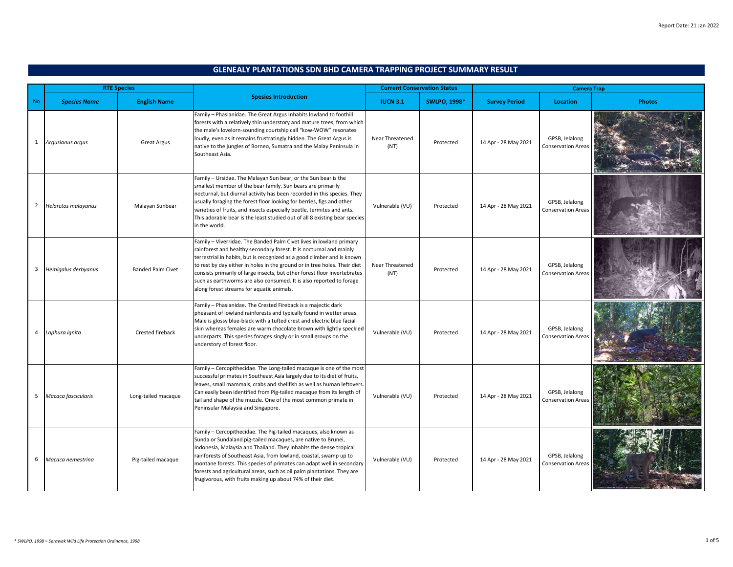Report Date: 21 Jan 2022

# GLENEALY PLANTATIONS SDN BHD CAMERA TRAPPING PROJECT SUMMARY RESULT

| No | RTE Species | | Spesies Introduction | Current Conservation Status | | Camera Trap | | |
|---|---|---|---|---|---|---|---|---|
| | ***Species Name*** | **English Name** | | **IUCN 3.1** | **SWLPO, 1998*** | **Survey Period** | **Location** | **Photos** |
| 1 | *Argusianus argus* | Great Argus | Family – Phasianidae. The Great Argus Inhabits lowland to foothill forests with a relatively thin understory and mature trees, from which the male's lovelorn-sounding courtship call "kow-WOW" resonates loudly, even as it remains frustratingly hidden. The Great Argus is native to the jungles of Borneo, Sumatra and the Malay Peninsula in Southeast Asia. | Near Threatened (NT) | Protected | 14 Apr - 28 May 2021 | GPSB, Jelalong Conservation Areas | |
| 2 | *Helarctos malayanus* | Malayan Sunbear | Family – Ursidae. The Malayan Sun bear, or the Sun bear is the smallest member of the bear family. Sun bears are primarily nocturnal, but diurnal activity has been recorded in this species. They usually foraging the forest floor looking for berries, figs and other varieties of fruits, and insects especially beetle, termites and ants. This adorable bear is the least studied out of all 8 existing bear species in the world. | Vulnerable (VU) | Protected | 14 Apr - 28 May 2021 | GPSB, Jelalong Conservation Areas | |
| 3 | *Hemigalus derbyanus* | Banded Palm Civet | Family – Viverridae. The Banded Palm Civet lives in lowland primary rainforest and healthy secondary forest. It is nocturnal and mainly terrestrial in habits, but is recognized as a good climber and is known to rest by day either in holes in the ground or in tree holes. Their diet consists primarily of large insects, but other forest floor invertebrates such as earthworms are also consumed. It is also reported to forage along forest streams for aquatic animals. | Near Threatened (NT) | Protected | 14 Apr - 28 May 2021 | GPSB, Jelalong Conservation Areas | |
| 4 | *Lophura ignita* | Crested fireback | Family – Phasianidae. The Crested Fireback is a majectic dark pheasant of lowland rainforests and typically found in wetter areas. Male is glossy blue-black with a tufted crest and electric blue facial skin whereas females are warm chocolate brown with lightly speckled underparts. This species forages singly or in small groups on the understory of forest floor. | Vulnerable (VU) | Protected | 14 Apr - 28 May 2021 | GPSB, Jelalong Conservation Areas | |
| 5 | *Macaca fascicularis* | Long-tailed macaque | Family – Cercopithecidae. The Long-tailed macaque is one of the most successful primates in Southeast Asia largely due to its diet of fruits, leaves, small mammals, crabs and shellfish as well as human leftovers. Can easily been identified from Pig-tailed macaque from its length of tail and shape of the muzzle. One of the most common primate in Peninsular Malaysia and Singapore. | Vulnerable (VU) | Protected | 14 Apr - 28 May 2021 | GPSB, Jelalong Conservation Areas | |
| 6 | *Macaca nemestrina* | Pig-tailed macaque | Family – Cercopithecidae. The Pig-tailed macaques, also known as Sunda or Sundaland pig-tailed macaques, are native to Brunei, Indonesia, Malaysia and Thailand. They inhabits the dense tropical rainforests of Southeast Asia, from lowland, coastal, swamp up to montane forests. This species of primates can adapt well in secondary forests and agricultural areas, such as oil palm plantations. They are frugivorous, with fruits making up about 74% of their diet. | Vulnerable (VU) | Protected | 14 Apr - 28 May 2021 | GPSB, Jelalong Conservation Areas | |

*\* SWLPO, 1998 = Sarawak Wild Life Protection Ordinance, 1998*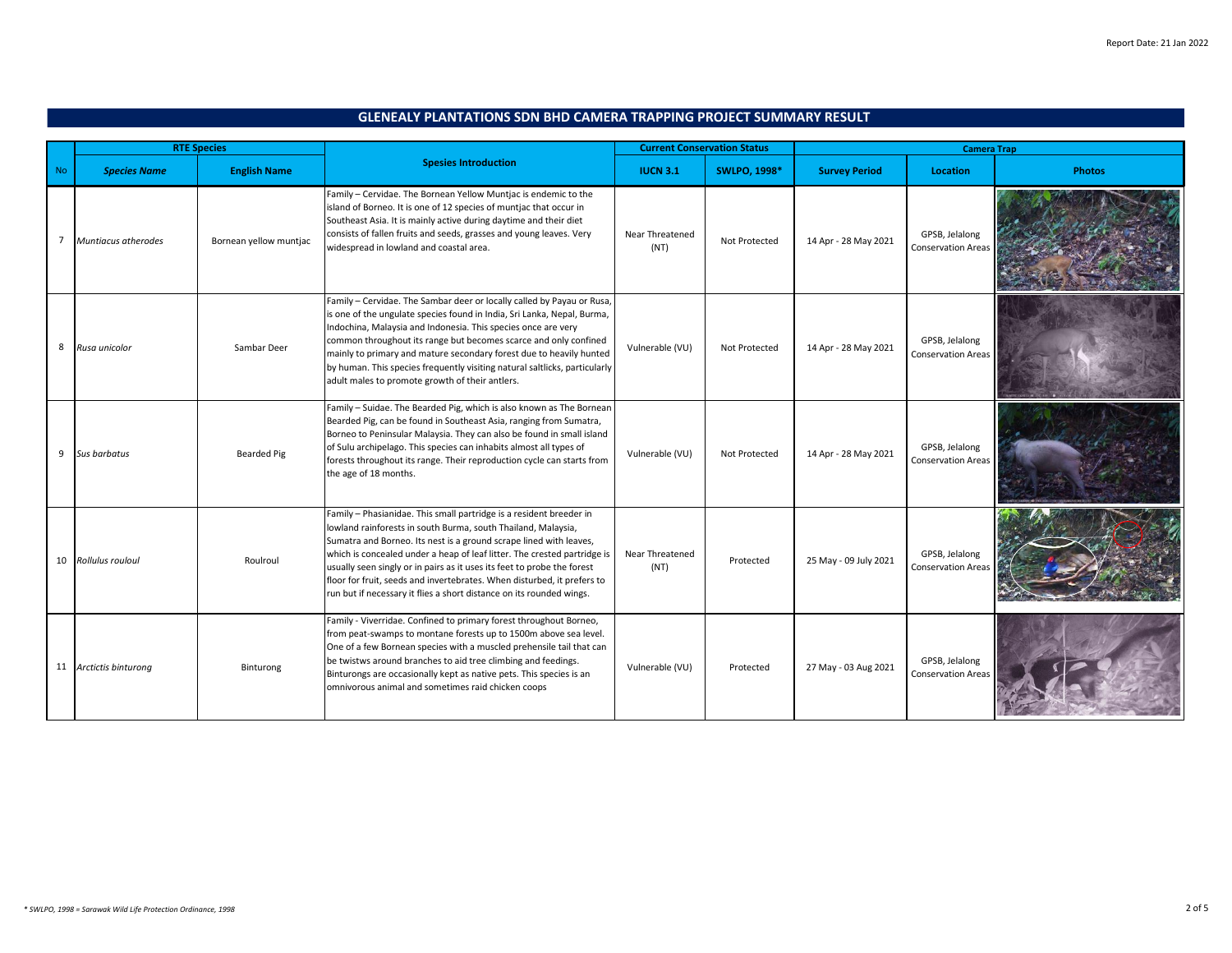Report Date: 21 Jan 2022

## GLENEALY PLANTATIONS SDN BHD CAMERA TRAPPING PROJECT SUMMARY RESULT

| No | RTE Species | | Spesies Introduction | Current Conservation Status | | Camera Trap | | |
|---|---|---|---|---|---|---|---|---|
| | *Species Name* | English Name | | IUCN 3.1 | SWLPO, 1998* | Survey Period | Location | Photos |
| 7 | *Muntiacus atherodes* | Bornean yellow muntjac | Family – Cervidae. The Bornean Yellow Muntjac is endemic to the island of Borneo. It is one of 12 species of muntjac that occur in Southeast Asia. It is mainly active during daytime and their diet consists of fallen fruits and seeds, grasses and young leaves. Very widespread in lowland and coastal area. | Near Threatened (NT) | Not Protected | 14 Apr - 28 May 2021 | GPSB, Jelalong Conservation Areas | |
| 8 | *Rusa unicolor* | Sambar Deer | Family – Cervidae. The Sambar deer or locally called by Payau or Rusa, is one of the ungulate species found in India, Sri Lanka, Nepal, Burma, Indochina, Malaysia and Indonesia. This species once are very common throughout its range but becomes scarce and only confined mainly to primary and mature secondary forest due to heavily hunted by human. This species frequently visiting natural saltlicks, particularly adult males to promote growth of their antlers. | Vulnerable (VU) | Not Protected | 14 Apr - 28 May 2021 | GPSB, Jelalong Conservation Areas | |
| 9 | *Sus barbatus* | Bearded Pig | Family – Suidae. The Bearded Pig, which is also known as The Bornean Bearded Pig, can be found in Southeast Asia, ranging from Sumatra, Borneo to Peninsular Malaysia. They can also be found in small island of Sulu archipelago. This species can inhabits almost all types of forests throughout its range. Their reproduction cycle can starts from the age of 18 months. | Vulnerable (VU) | Not Protected | 14 Apr - 28 May 2021 | GPSB, Jelalong Conservation Areas | |
| 10 | *Rollulus rouloul* | Roulroul | Family – Phasianidae. This small partridge is a resident breeder in lowland rainforests in south Burma, south Thailand, Malaysia, Sumatra and Borneo. Its nest is a ground scrape lined with leaves, which is concealed under a heap of leaf litter. The crested partridge is usually seen singly or in pairs as it uses its feet to probe the forest floor for fruit, seeds and invertebrates. When disturbed, it prefers to run but if necessary it flies a short distance on its rounded wings. | Near Threatened (NT) | Protected | 25 May - 09 July 2021 | GPSB, Jelalong Conservation Areas | |
| 11 | *Arctictis binturong* | Binturong | Family - Viverridae. Confined to primary forest throughout Borneo, from peat-swamps to montane forests up to 1500m above sea level. One of a few Bornean species with a muscled prehensile tail that can be twistws around branches to aid tree climbing and feedings. Binturongs are occasionally kept as native pets. This species is an omnivorous animal and sometimes raid chicken coops | Vulnerable (VU) | Protected | 27 May - 03 Aug 2021 | GPSB, Jelalong Conservation Areas | |

*\* SWLPO, 1998 = Sarawak Wild Life Protection Ordinance, 1998*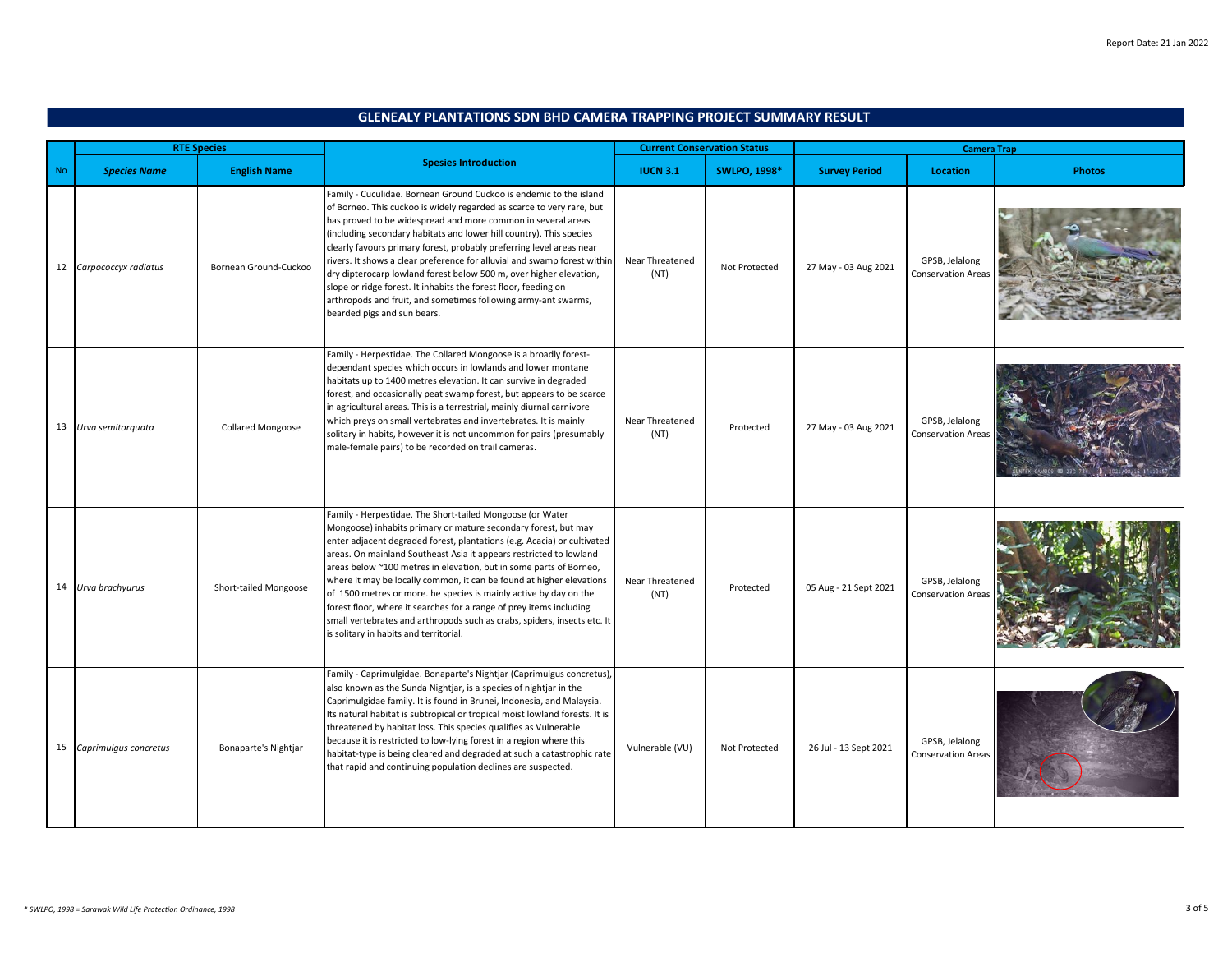Report Date: 21 Jan 2022

# GLENEALY PLANTATIONS SDN BHD CAMERA TRAPPING PROJECT SUMMARY RESULT

| No | RTE Species | | Spesies Introduction | Current Conservation Status | | Camera Trap | | |
|---|---|---|---|---|---|---|---|---|
| | *Species Name* | English Name | | IUCN 3.1 | SWLPO, 1998* | Survey Period | Location | Photos |
| 12 | *Carpococcyx radiatus* | Bornean Ground-Cuckoo | Family - Cuculidae. Bornean Ground Cuckoo is endemic to the island of Borneo. This cuckoo is widely regarded as scarce to very rare, but has proved to be widespread and more common in several areas (including secondary habitats and lower hill country). This species clearly favours primary forest, probably preferring level areas near rivers. It shows a clear preference for alluvial and swamp forest within dry dipterocarp lowland forest below 500 m, over higher elevation, slope or ridge forest. It inhabits the forest floor, feeding on arthropods and fruit, and sometimes following army-ant swarms, bearded pigs and sun bears. | Near Threatened (NT) | Not Protected | 27 May - 03 Aug 2021 | GPSB, Jelalong Conservation Areas | |
| 13 | *Urva semitorquata* | Collared Mongoose | Family - Herpestidae. The Collared Mongoose is a broadly forest-dependant species which occurs in lowlands and lower montane habitats up to 1400 metres elevation. It can survive in degraded forest, and occasionally peat swamp forest, but appears to be scarce in agricultural areas. This is a terrestrial, mainly diurnal carnivore which preys on small vertebrates and invertebrates. It is mainly solitary in habits, however it is not uncommon for pairs (presumably male-female pairs) to be recorded on trail cameras. | Near Threatened (NT) | Protected | 27 May - 03 Aug 2021 | GPSB, Jelalong Conservation Areas | |
| 14 | *Urva brachyurus* | Short-tailed Mongoose | Family - Herpestidae. The Short-tailed Mongoose (or Water Mongoose) inhabits primary or mature secondary forest, but may enter adjacent degraded forest, plantations (e.g. Acacia) or cultivated areas. On mainland Southeast Asia it appears restricted to lowland areas below ~100 metres in elevation, but in some parts of Borneo, where it may be locally common, it can be found at higher elevations of 1500 metres or more. he species is mainly active by day on the forest floor, where it searches for a range of prey items including small vertebrates and arthropods such as crabs, spiders, insects etc. It is solitary in habits and territorial. | Near Threatened (NT) | Protected | 05 Aug - 21 Sept 2021 | GPSB, Jelalong Conservation Areas | |
| 15 | *Caprimulgus concretus* | Bonaparte's Nightjar | Family - Caprimulgidae. Bonaparte's Nightjar (Caprimulgus concretus), also known as the Sunda Nightjar, is a species of nightjar in the Caprimulgidae family. It is found in Brunei, Indonesia, and Malaysia. Its natural habitat is subtropical or tropical moist lowland forests. It is threatened by habitat loss. This species qualifies as Vulnerable because it is restricted to low-lying forest in a region where this habitat-type is being cleared and degraded at such a catastrophic rate that rapid and continuing population declines are suspected. | Vulnerable (VU) | Not Protected | 26 Jul - 13 Sept 2021 | GPSB, Jelalong Conservation Areas | |

*\* SWLPO, 1998 = Sarawak Wild Life Protection Ordinance, 1998*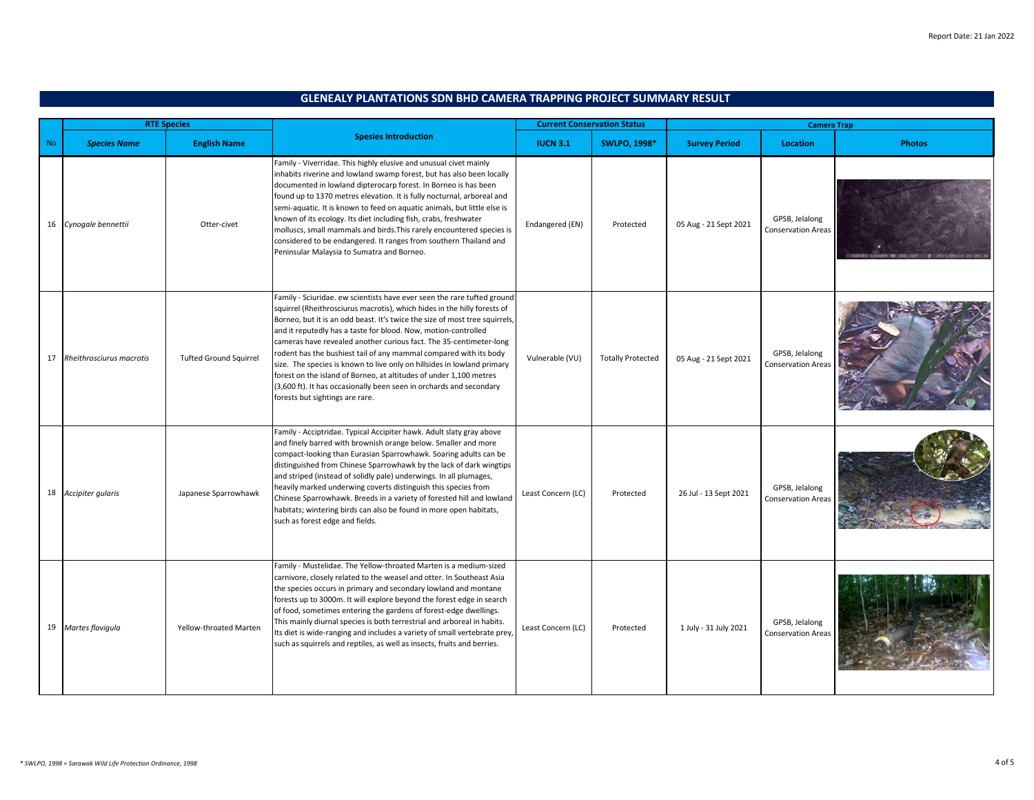Report Date: 21 Jan 2022

## GLENEALY PLANTATIONS SDN BHD CAMERA TRAPPING PROJECT SUMMARY RESULT

| No | RTE Species | | Spesies Introduction | Current Conservation Status | | Camera Trap | | |
|---|---|---|---|---|---|---|---|---|
| | *Species Name* | English Name | | IUCN 3.1 | SWLPO, 1998* | Survey Period | Location | Photos |
| 16 | *Cynogale bennettii* | Otter-civet | Family - Viverridae. This highly elusive and unusual civet mainly inhabits riverine and lowland swamp forest, but has also been locally documented in lowland dipterocarp forest. In Borneo is has been found up to 1370 metres elevation. It is fully nocturnal, arboreal and semi-aquatic. It is known to feed on aquatic animals, but little else is known of its ecology. Its diet including fish, crabs, freshwater molluscs, small mammals and birds.This rarely encountered species is considered to be endangered. It ranges from southern Thailand and Peninsular Malaysia to Sumatra and Borneo. | Endangered (EN) | Protected | 05 Aug - 21 Sept 2021 | GPSB, Jelalong Conservation Areas | |
| 17 | *Rheithrosciurus macrotis* | Tufted Ground Squirrel | Family - Sciuridae. ew scientists have ever seen the rare tufted ground squirrel (Rheithrosciurus macrotis), which hides in the hilly forests of Borneo, but it is an odd beast. It's twice the size of most tree squirrels, and it reputedly has a taste for blood. Now, motion-controlled cameras have revealed another curious fact. The 35-centimeter-long rodent has the bushiest tail of any mammal compared with its body size. The species is known to live only on hillsides in lowland primary forest on the island of Borneo, at altitudes of under 1,100 metres (3,600 ft). It has occasionally been seen in orchards and secondary forests but sightings are rare. | Vulnerable (VU) | Totally Protected | 05 Aug - 21 Sept 2021 | GPSB, Jelalong Conservation Areas | |
| 18 | *Accipiter gularis* | Japanese Sparrowhawk | Family - Acciptridae. Typical Accipiter hawk. Adult slaty gray above and finely barred with brownish orange below. Smaller and more compact-looking than Eurasian Sparrowhawk. Soaring adults can be distinguished from Chinese Sparrowhawk by the lack of dark wingtips and striped (instead of solidly pale) underwings. In all plumages, heavily marked underwing coverts distinguish this species from Chinese Sparrowhawk. Breeds in a variety of forested hill and lowland habitats; wintering birds can also be found in more open habitats, such as forest edge and fields. | Least Concern (LC) | Protected | 26 Jul - 13 Sept 2021 | GPSB, Jelalong Conservation Areas | |
| 19 | *Martes flavigula* | Yellow-throated Marten | Family - Mustelidae. The Yellow-throated Marten is a medium-sized carnivore, closely related to the weasel and otter. In Southeast Asia the species occurs in primary and secondary lowland and montane forests up to 3000m. It will explore beyond the forest edge in search of food, sometimes entering the gardens of forest-edge dwellings. This mainly diurnal species is both terrestrial and arboreal in habits. Its diet is wide-ranging and includes a variety of small vertebrate prey, such as squirrels and reptiles, as well as insects, fruits and berries. | Least Concern (LC) | Protected | 1 July - 31 July 2021 | GPSB, Jelalong Conservation Areas | |

*\* SWLPO, 1998 = Sarawak Wild Life Protection Ordinance, 1998*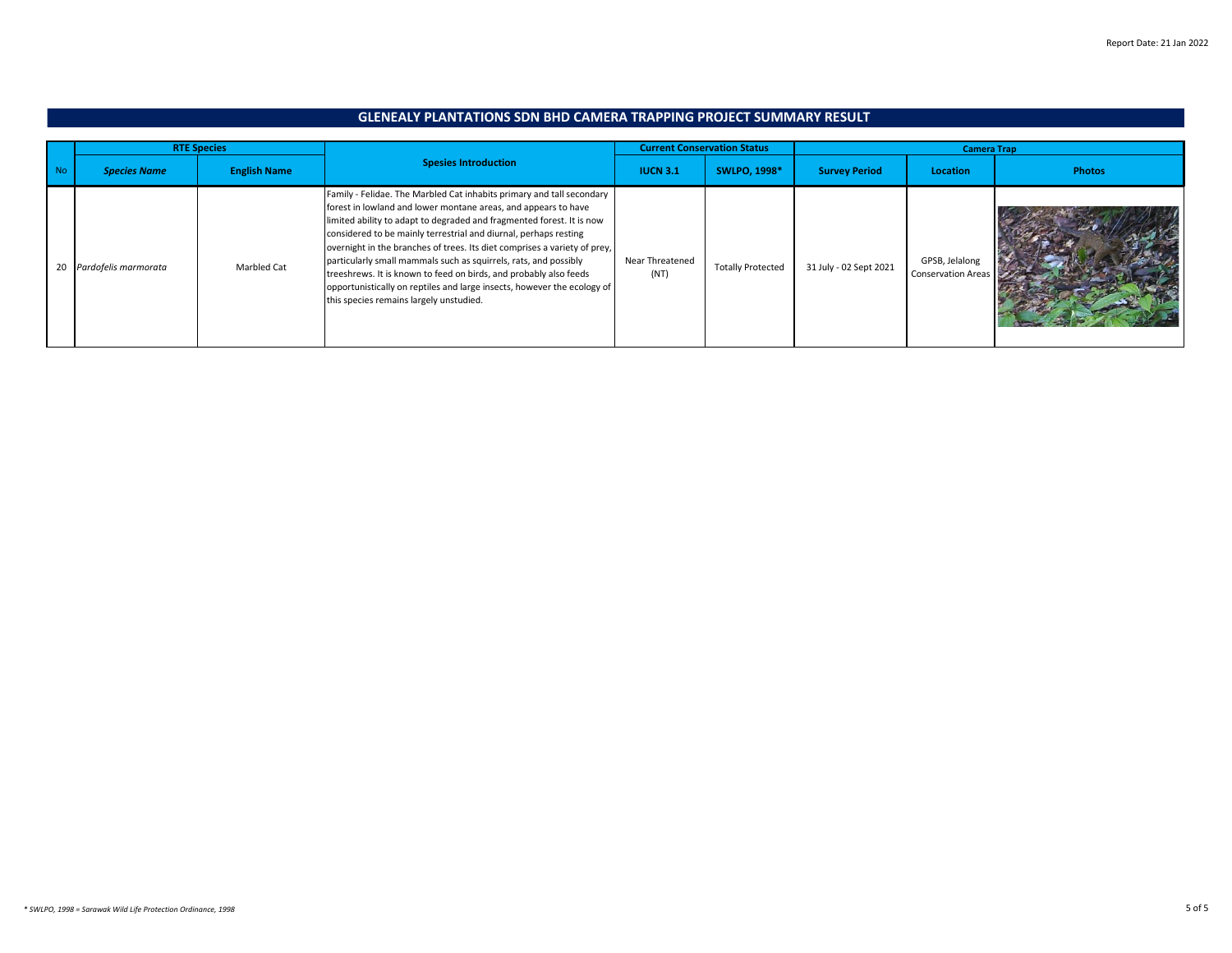## GLENEALY PLANTATIONS SDN BHD CAMERA TRAPPING PROJECT SUMMARY RESULT

| | RTE Species | | | Current Conservation Status | | Camera Trap | | |
|---|---|---|---|---|---|---|---|---|
| No | ***Species Name*** | **English Name** | **Spesies Introduction** | **IUCN 3.1** | **SWLPO, 1998*** | **Survey Period** | **Location** | **Photos** |
| 20 | *Pardofelis marmorata* | Marbled Cat | Family - Felidae. The Marbled Cat inhabits primary and tall secondary forest in lowland and lower montane areas, and appears to have limited ability to adapt to degraded and fragmented forest. It is now considered to be mainly terrestrial and diurnal, perhaps resting overnight in the branches of trees. Its diet comprises a variety of prey, particularly small mammals such as squirrels, rats, and possibly treeshrews. It is known to feed on birds, and probably also feeds opportunistically on reptiles and large insects, however the ecology of this species remains largely unstudied. | Near Threatened (NT) | Totally Protected | 31 July - 02 Sept 2021 | GPSB, Jelalong Conservation Areas | |

*\* SWLPO, 1998 = Sarawak Wild Life Protection Ordinance, 1998*